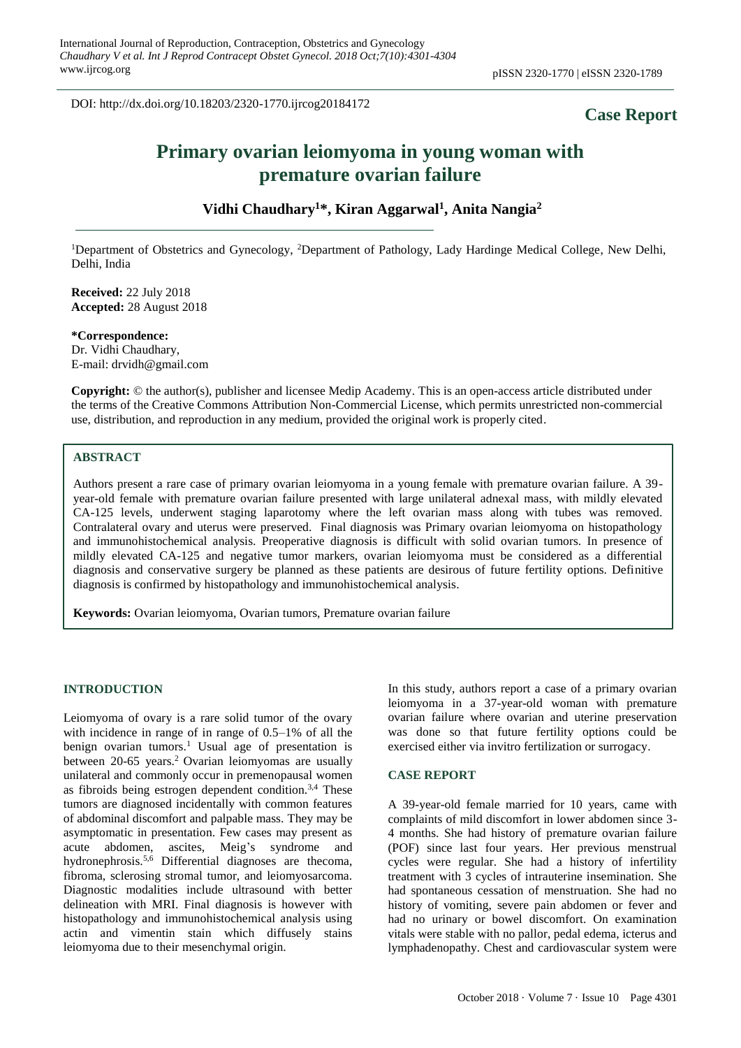DOI: http://dx.doi.org/10.18203/2320-1770.ijrcog20184172

**Case Report**

# Primary ovarian leiomyoma in young woman with premature ovarian failure

**Vidhi Chaudhary[1]*, Kiran Aggarwal[1], Anita Nangia[2]**

[1]Department of Obstetrics and Gynecology, [2]Department of Pathology, Lady Hardinge Medical College, New Delhi, Delhi, India

**Received:** 22 July 2018
**Accepted:** 28 August 2018

**\*Correspondence:**
Dr. Vidhi Chaudhary,
E-mail: drvidh@gmail.com

**Copyright:** © the author(s), publisher and licensee Medip Academy. This is an open-access article distributed under the terms of the Creative Commons Attribution Non-Commercial License, which permits unrestricted non-commercial use, distribution, and reproduction in any medium, provided the original work is properly cited.

## ABSTRACT

Authors present a rare case of primary ovarian leiomyoma in a young female with premature ovarian failure. A 39-year-old female with premature ovarian failure presented with large unilateral adnexal mass, with mildly elevated CA-125 levels, underwent staging laparotomy where the left ovarian mass along with tubes was removed. Contralateral ovary and uterus were preserved. Final diagnosis was Primary ovarian leiomyoma on histopathology and immunohistochemical analysis. Preoperative diagnosis is difficult with solid ovarian tumors. In presence of mildly elevated CA-125 and negative tumor markers, ovarian leiomyoma must be considered as a differential diagnosis and conservative surgery be planned as these patients are desirous of future fertility options. Definitive diagnosis is confirmed by histopathology and immunohistochemical analysis.

**Keywords:** Ovarian leiomyoma, Ovarian tumors, Premature ovarian failure

## INTRODUCTION

Leiomyoma of ovary is a rare solid tumor of the ovary with incidence in range of in range of 0.5–1% of all the benign ovarian tumors.[1] Usual age of presentation is between 20-65 years.[2] Ovarian leiomyomas are usually unilateral and commonly occur in premenopausal women as fibroids being estrogen dependent condition.[3,4] These tumors are diagnosed incidentally with common features of abdominal discomfort and palpable mass. They may be asymptomatic in presentation. Few cases may present as acute abdomen, ascites, Meig's syndrome and hydronephrosis.[5,6] Differential diagnoses are thecoma, fibroma, sclerosing stromal tumor, and leiomyosarcoma. Diagnostic modalities include ultrasound with better delineation with MRI. Final diagnosis is however with histopathology and immunohistochemical analysis using actin and vimentin stain which diffusely stains leiomyoma due to their mesenchymal origin.

In this study, authors report a case of a primary ovarian leiomyoma in a 37-year-old woman with premature ovarian failure where ovarian and uterine preservation was done so that future fertility options could be exercised either via invitro fertilization or surrogacy.

## CASE REPORT

A 39-year-old female married for 10 years, came with complaints of mild discomfort in lower abdomen since 3-4 months. She had history of premature ovarian failure (POF) since last four years. Her previous menstrual cycles were regular. She had a history of infertility treatment with 3 cycles of intrauterine insemination. She had spontaneous cessation of menstruation. She had no history of vomiting, severe pain abdomen or fever and had no urinary or bowel discomfort. On examination vitals were stable with no pallor, pedal edema, icterus and lymphadenopathy. Chest and cardiovascular system were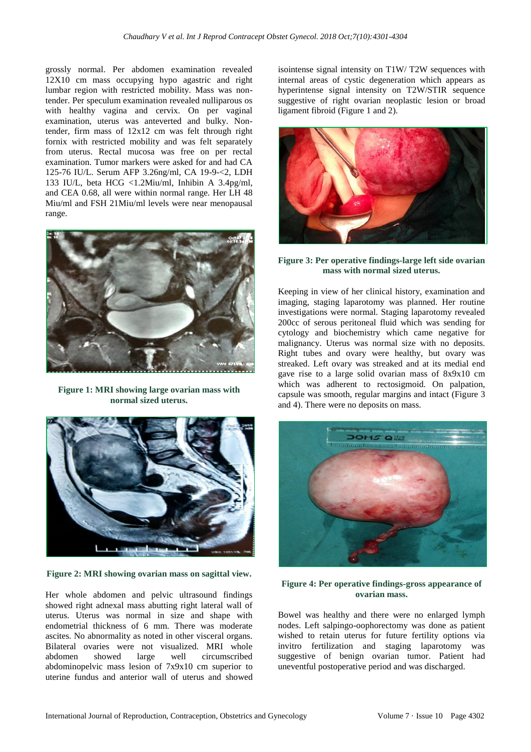grossly normal. Per abdomen examination revealed 12X10 cm mass occupying hypo agastric and right lumbar region with restricted mobility. Mass was non-tender. Per speculum examination revealed nulliparous os with healthy vagina and cervix. On per vaginal examination, uterus was anteverted and bulky. Non-tender, firm mass of 12x12 cm was felt through right fornix with restricted mobility and was felt separately from uterus. Rectal mucosa was free on per rectal examination. Tumor markers were asked for and had CA 125-76 IU/L. Serum AFP 3.26ng/ml, CA 19-9-<2, LDH 133 IU/L, beta HCG <1.2Miu/ml, Inhibin A 3.4pg/ml, and CEA 0.68, all were within normal range. Her LH 48 Miu/ml and FSH 21Miu/ml levels were near menopausal range.

**Figure 1: MRI showing large ovarian mass with normal sized uterus.**

**Figure 2: MRI showing ovarian mass on sagittal view.**

Her whole abdomen and pelvic ultrasound findings showed right adnexal mass abutting right lateral wall of uterus. Uterus was normal in size and shape with endometrial thickness of 6 mm. There was moderate ascites. No abnormality as noted in other visceral organs. Bilateral ovaries were not visualized. MRI whole abdomen showed large well circumscribed abdominopelvic mass lesion of 7x9x10 cm superior to uterine fundus and anterior wall of uterus and showed isointense signal intensity on T1W/ T2W sequences with internal areas of cystic degeneration which appears as hyperintense signal intensity on T2W/STIR sequence suggestive of right ovarian neoplastic lesion or broad ligament fibroid (Figure 1 and 2).

**Figure 3: Per operative findings-large left side ovarian mass with normal sized uterus.**

Keeping in view of her clinical history, examination and imaging, staging laparotomy was planned. Her routine investigations were normal. Staging laparotomy revealed 200cc of serous peritoneal fluid which was sending for cytology and biochemistry which came negative for malignancy. Uterus was normal size with no deposits. Right tubes and ovary were healthy, but ovary was streaked. Left ovary was streaked and at its medial end gave rise to a large solid ovarian mass of 8x9x10 cm which was adherent to rectosigmoid. On palpation, capsule was smooth, regular margins and intact (Figure 3 and 4). There were no deposits on mass.

**Figure 4: Per operative findings-gross appearance of ovarian mass.**

Bowel was healthy and there were no enlarged lymph nodes. Left salpingo-oophorectomy was done as patient wished to retain uterus for future fertility options via invitro fertilization and staging laparotomy was suggestive of benign ovarian tumor. Patient had uneventful postoperative period and was discharged.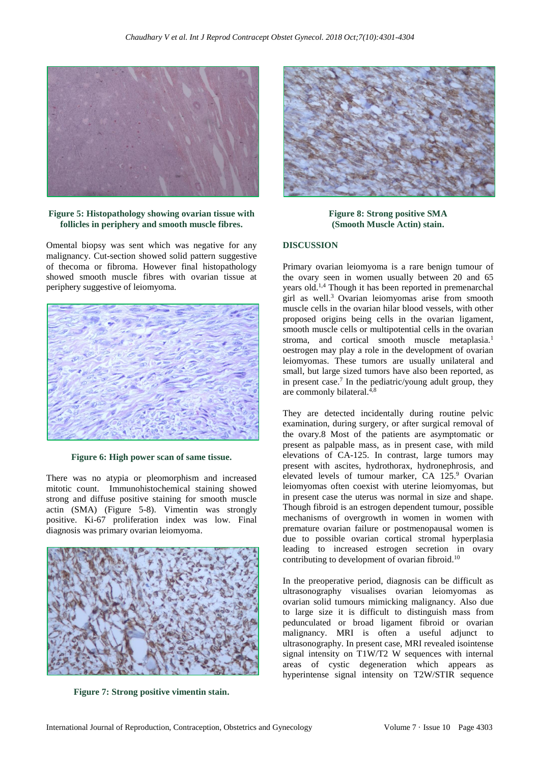**Figure 5: Histopathology showing ovarian tissue with follicles in periphery and smooth muscle fibres.**

Omental biopsy was sent which was negative for any malignancy. Cut-section showed solid pattern suggestive of thecoma or fibroma. However final histopathology showed smooth muscle fibres with ovarian tissue at periphery suggestive of leiomyoma.

**Figure 6: High power scan of same tissue.**

There was no atypia or pleomorphism and increased mitotic count. Immunohistochemical staining showed strong and diffuse positive staining for smooth muscle actin (SMA) (Figure 5-8). Vimentin was strongly positive. Ki-67 proliferation index was low. Final diagnosis was primary ovarian leiomyoma.

**Figure 7: Strong positive vimentin stain.**

**Figure 8: Strong positive SMA (Smooth Muscle Actin) stain.**

## DISCUSSION

Primary ovarian leiomyoma is a rare benign tumour of the ovary seen in women usually between 20 and 65 years old.[1,4] Though it has been reported in premenarchal girl as well.[3] Ovarian leiomyomas arise from smooth muscle cells in the ovarian hilar blood vessels, with other proposed origins being cells in the ovarian ligament, smooth muscle cells or multipotential cells in the ovarian stroma, and cortical smooth muscle metaplasia.[1] oestrogen may play a role in the development of ovarian leiomyomas. These tumors are usually unilateral and small, but large sized tumors have also been reported, as in present case.[7] In the pediatric/young adult group, they are commonly bilateral.[4,8]

They are detected incidentally during routine pelvic examination, during surgery, or after surgical removal of the ovary.8 Most of the patients are asymptomatic or present as palpable mass, as in present case, with mild elevations of CA-125. In contrast, large tumors may present with ascites, hydrothorax, hydronephrosis, and elevated levels of tumour marker, CA 125.[9] Ovarian leiomyomas often coexist with uterine leiomyomas, but in present case the uterus was normal in size and shape. Though fibroid is an estrogen dependent tumour, possible mechanisms of overgrowth in women with premature ovarian failure or postmenopausal women is due to possible ovarian cortical stromal hyperplasia leading to increased estrogen secretion in ovary contributing to development of ovarian fibroid.[10]

In the preoperative period, diagnosis can be difficult as ultrasonography visualises ovarian leiomyomas as ovarian solid tumours mimicking malignancy. Also due to large size it is difficult to distinguish mass from pedunculated or broad ligament fibroid or ovarian malignancy. MRI is often a useful adjunct to ultrasonography. In present case, MRI revealed isointense signal intensity on T1W/T2 W sequences with internal areas of cystic degeneration which appears as hyperintense signal intensity on T2W/STIR sequence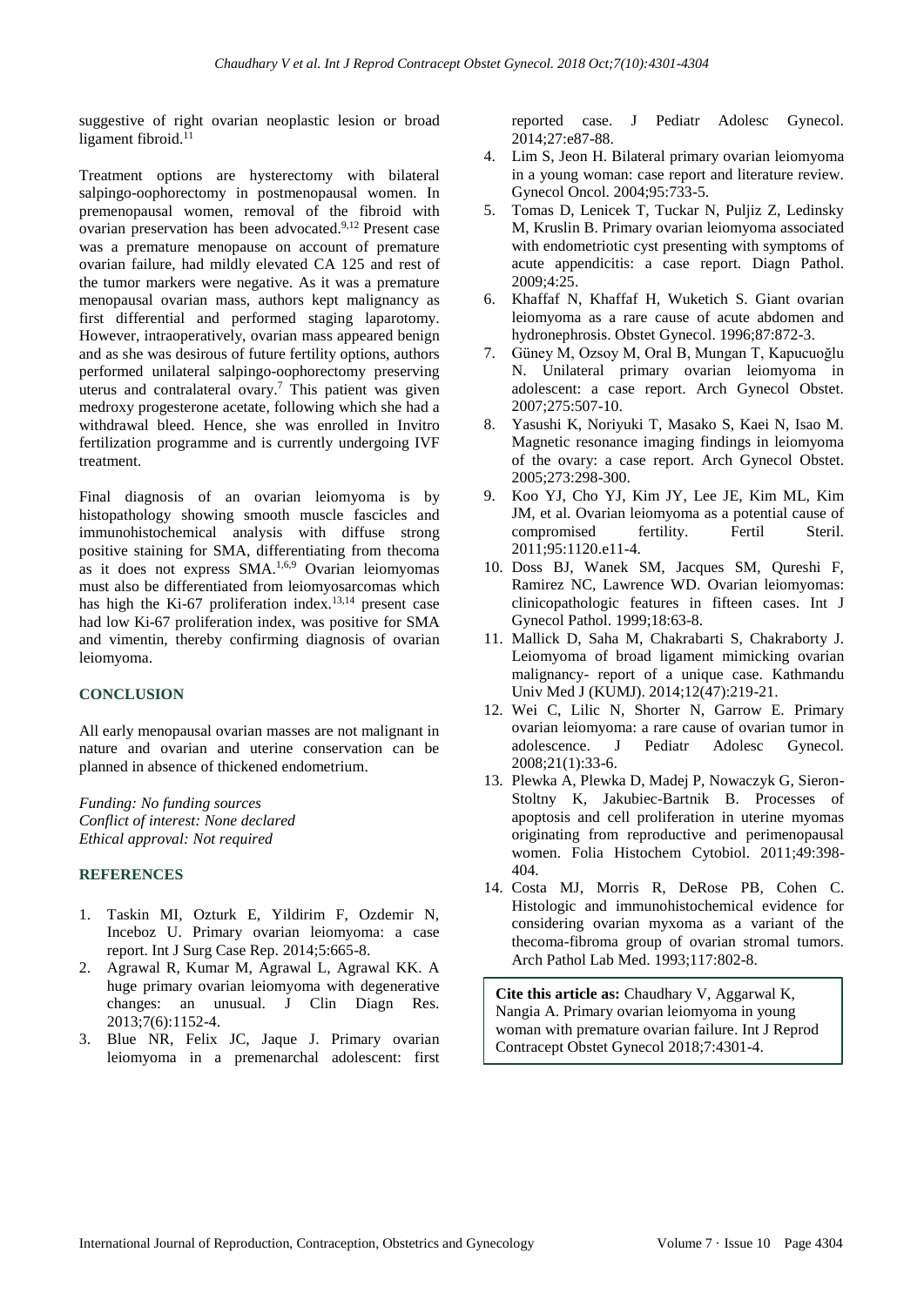suggestive of right ovarian neoplastic lesion or broad ligament fibroid.[11]

Treatment options are hysterectomy with bilateral salpingo-oophorectomy in postmenopausal women. In premenopausal women, removal of the fibroid with ovarian preservation has been advocated.[9,12] Present case was a premature menopause on account of premature ovarian failure, had mildly elevated CA 125 and rest of the tumor markers were negative. As it was a premature menopausal ovarian mass, authors kept malignancy as first differential and performed staging laparotomy. However, intraoperatively, ovarian mass appeared benign and as she was desirous of future fertility options, authors performed unilateral salpingo-oophorectomy preserving uterus and contralateral ovary.[7] This patient was given medroxy progesterone acetate, following which she had a withdrawal bleed. Hence, she was enrolled in Invitro fertilization programme and is currently undergoing IVF treatment.

Final diagnosis of an ovarian leiomyoma is by histopathology showing smooth muscle fascicles and immunohistochemical analysis with diffuse strong positive staining for SMA, differentiating from thecoma as it does not express SMA.[1,6,9] Ovarian leiomyomas must also be differentiated from leiomyosarcomas which has high the Ki-67 proliferation index.[13,14] present case had low Ki-67 proliferation index, was positive for SMA and vimentin, thereby confirming diagnosis of ovarian leiomyoma.

## CONCLUSION

All early menopausal ovarian masses are not malignant in nature and ovarian and uterine conservation can be planned in absence of thickened endometrium.

*Funding: No funding sources*
*Conflict of interest: None declared*
*Ethical approval: Not required*

## REFERENCES

1. Taskin MI, Ozturk E, Yildirim F, Ozdemir N, Inceboz U. Primary ovarian leiomyoma: a case report. Int J Surg Case Rep. 2014;5:665-8.
2. Agrawal R, Kumar M, Agrawal L, Agrawal KK. A huge primary ovarian leiomyoma with degenerative changes: an unusual. J Clin Diagn Res. 2013;7(6):1152-4.
3. Blue NR, Felix JC, Jaque J. Primary ovarian leiomyoma in a premenarchal adolescent: first reported case. J Pediatr Adolesc Gynecol. 2014;27:e87-88.
4. Lim S, Jeon H. Bilateral primary ovarian leiomyoma in a young woman: case report and literature review. Gynecol Oncol. 2004;95:733-5.
5. Tomas D, Lenicek T, Tuckar N, Puljiz Z, Ledinsky M, Kruslin B. Primary ovarian leiomyoma associated with endometriotic cyst presenting with symptoms of acute appendicitis: a case report. Diagn Pathol. 2009;4:25.
6. Khaffaf N, Khaffaf H, Wuketich S. Giant ovarian leiomyoma as a rare cause of acute abdomen and hydronephrosis. Obstet Gynecol. 1996;87:872-3.
7. Güney M, Ozsoy M, Oral B, Mungan T, Kapucuoğlu N. Unilateral primary ovarian leiomyoma in adolescent: a case report. Arch Gynecol Obstet. 2007;275:507-10.
8. Yasushi K, Noriyuki T, Masako S, Kaei N, Isao M. Magnetic resonance imaging findings in leiomyoma of the ovary: a case report. Arch Gynecol Obstet. 2005;273:298-300.
9. Koo YJ, Cho YJ, Kim JY, Lee JE, Kim ML, Kim JM, et al. Ovarian leiomyoma as a potential cause of compromised fertility. Fertil Steril. 2011;95:1120.e11-4.
10. Doss BJ, Wanek SM, Jacques SM, Qureshi F, Ramirez NC, Lawrence WD. Ovarian leiomyomas: clinicopathologic features in fifteen cases. Int J Gynecol Pathol. 1999;18:63-8.
11. Mallick D, Saha M, Chakrabarti S, Chakraborty J. Leiomyoma of broad ligament mimicking ovarian malignancy- report of a unique case. Kathmandu Univ Med J (KUMJ). 2014;12(47):219-21.
12. Wei C, Lilic N, Shorter N, Garrow E. Primary ovarian leiomyoma: a rare cause of ovarian tumor in adolescence. J Pediatr Adolesc Gynecol. 2008;21(1):33-6.
13. Plewka A, Plewka D, Madej P, Nowaczyk G, Sieron-Stoltny K, Jakubiec-Bartnik B. Processes of apoptosis and cell proliferation in uterine myomas originating from reproductive and perimenopausal women. Folia Histochem Cytobiol. 2011;49:398-404.
14. Costa MJ, Morris R, DeRose PB, Cohen C. Histologic and immunohistochemical evidence for considering ovarian myxoma as a variant of the thecoma-fibroma group of ovarian stromal tumors. Arch Pathol Lab Med. 1993;117:802-8.

**Cite this article as:** Chaudhary V, Aggarwal K, Nangia A. Primary ovarian leiomyoma in young woman with premature ovarian failure. Int J Reprod Contracept Obstet Gynecol 2018;7:4301-4.